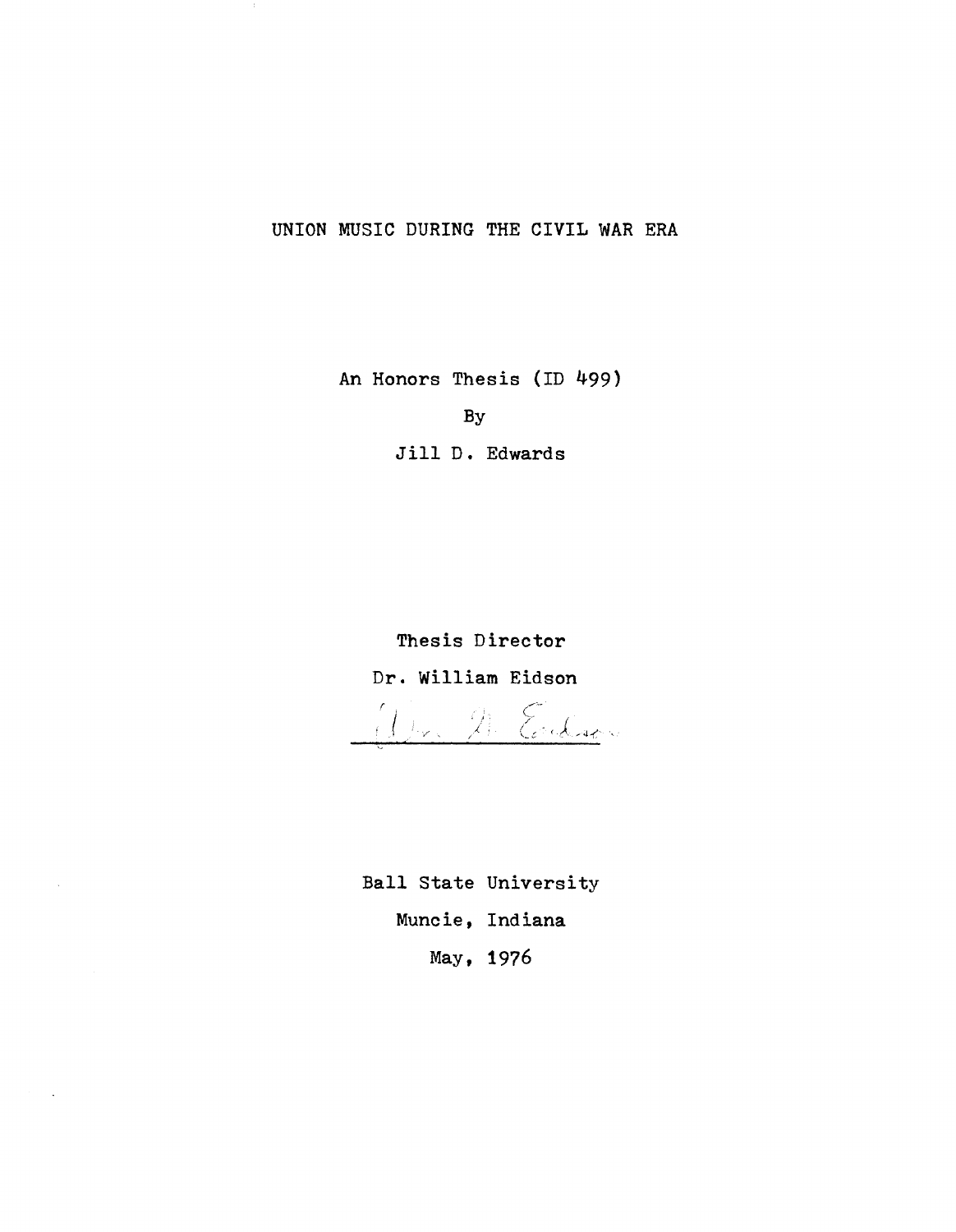# UNION MUSIC DURING THE CIVIL WAR ERA

An Honors Thesis (ID 499)

By

Jill D. Edwards

Thesis Director

Dr. William Eidson

Ball State University

Muncie, Indiana

May, 1976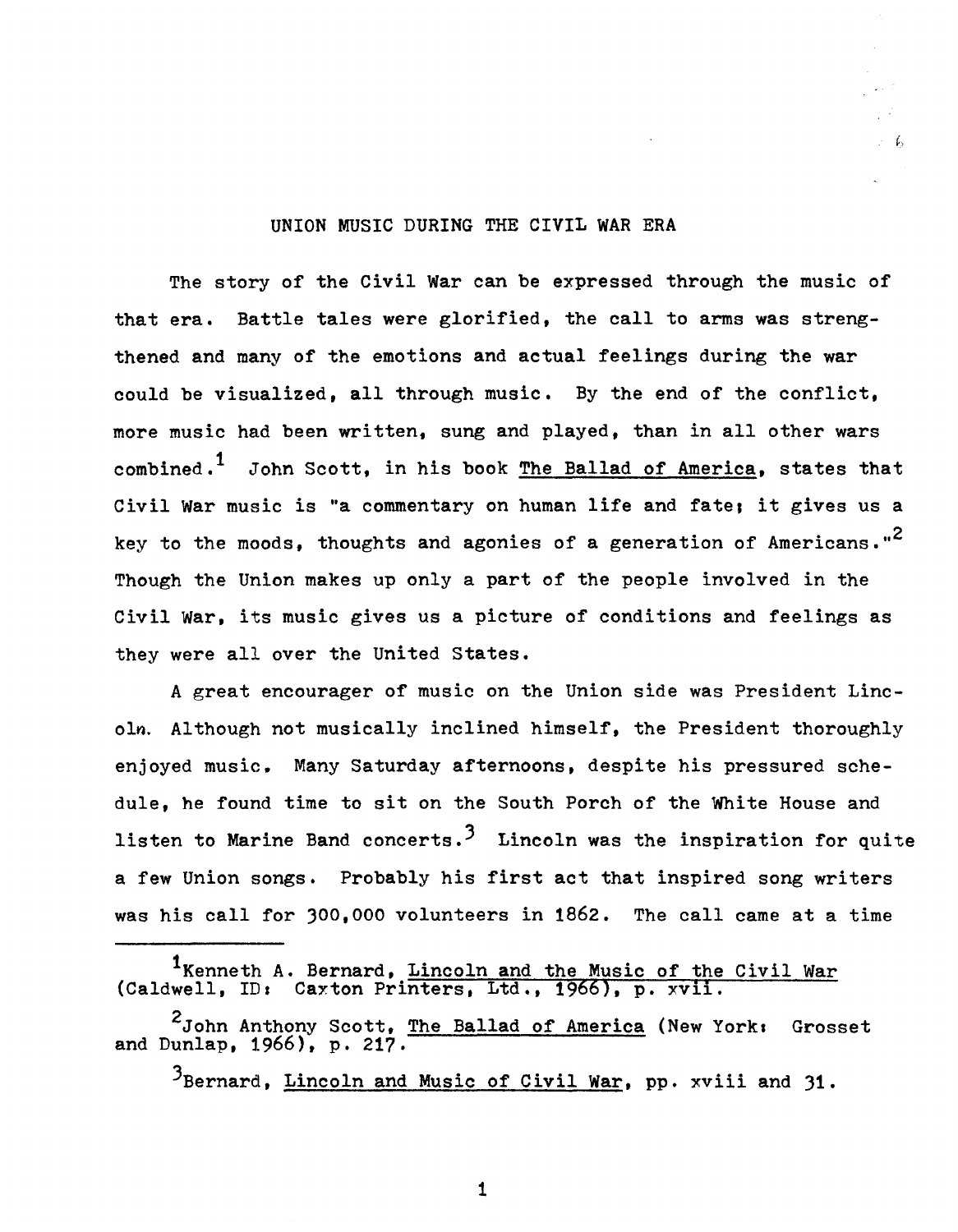# UNION MUSIC DURING THE CIVIL WAR ERA

The story of the Civil War can be expressed through the music of that era. Battle tales were glorified, the call to arms was strengthened and many of the emotions and actual feelings during the war could be visualized, all through music. By the end of the conflict, more music had been written, sung and played, than in all other wars combined.[1] John Scott, in his book The Ballad of America, states that Civil War music is "a commentary on human life and fate; it gives us a key to the moods, thoughts and agonies of a generation of Americans."[2] Though the Union makes up only a part of the people involved in the Civil War, its music gives us a picture of conditions and feelings as they were all over the United States.

A great encourager of music on the Union side was President Lincoln. Although not musically inclined himself, the President thoroughly enjoyed music. Many Saturday afternoons, despite his pressured schedule, he found time to sit on the South Porch of the White House and listen to Marine Band concerts.[3] Lincoln was the inspiration for quite a few Union songs. Probably his first act that inspired song writers was his call for 300,000 volunteers in 1862. The call came at a time

---

[1]Kenneth A. Bernard, Lincoln and the Music of the Civil War (Caldwell, ID: Caxton Printers, Ltd., 1966), p. xvii.

[2]John Anthony Scott, The Ballad of America (New York: Grosset and Dunlap, 1966), p. 217.

[3]Bernard, Lincoln and Music of Civil War, pp. xviii and 31.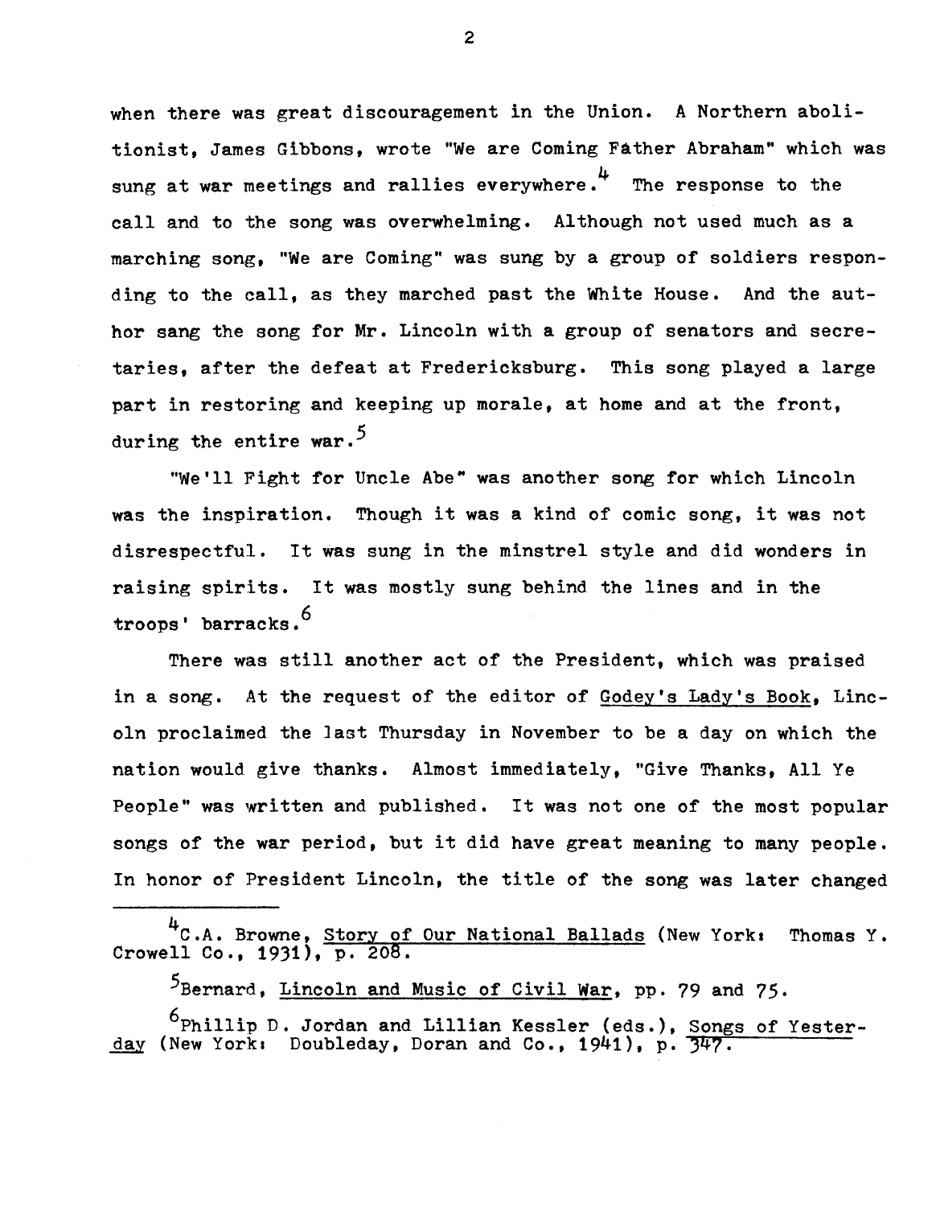when there was great discouragement in the Union. A Northern abolitionist, James Gibbons, wrote "We are Coming Father Abraham" which was sung at war meetings and rallies everywhere.[4] The response to the call and to the song was overwhelming. Although not used much as a marching song, "We are Coming" was sung by a group of soldiers responding to the call, as they marched past the White House. And the author sang the song for Mr. Lincoln with a group of senators and secretaries, after the defeat at Fredericksburg. This song played a large part in restoring and keeping up morale, at home and at the front, during the entire war.[5]

"We'll Fight for Uncle Abe" was another song for which Lincoln was the inspiration. Though it was a kind of comic song, it was not disrespectful. It was sung in the minstrel style and did wonders in raising spirits. It was mostly sung behind the lines and in the troops' barracks.[6]

There was still another act of the President, which was praised in a song. At the request of the editor of Godey's Lady's Book, Lincoln proclaimed the last Thursday in November to be a day on which the nation would give thanks. Almost immediately, "Give Thanks, All Ye People" was written and published. It was not one of the most popular songs of the war period, but it did have great meaning to many people. In honor of President Lincoln, the title of the song was later changed

---

[4] C.A. Browne, Story of Our National Ballads (New York: Thomas Y. Crowell Co., 1931), p. 208.

[5] Bernard, Lincoln and Music of Civil War, pp. 79 and 75.

[6] Phillip D. Jordan and Lillian Kessler (eds.), Songs of Yesterday (New York: Doubleday, Doran and Co., 1941), p. 347.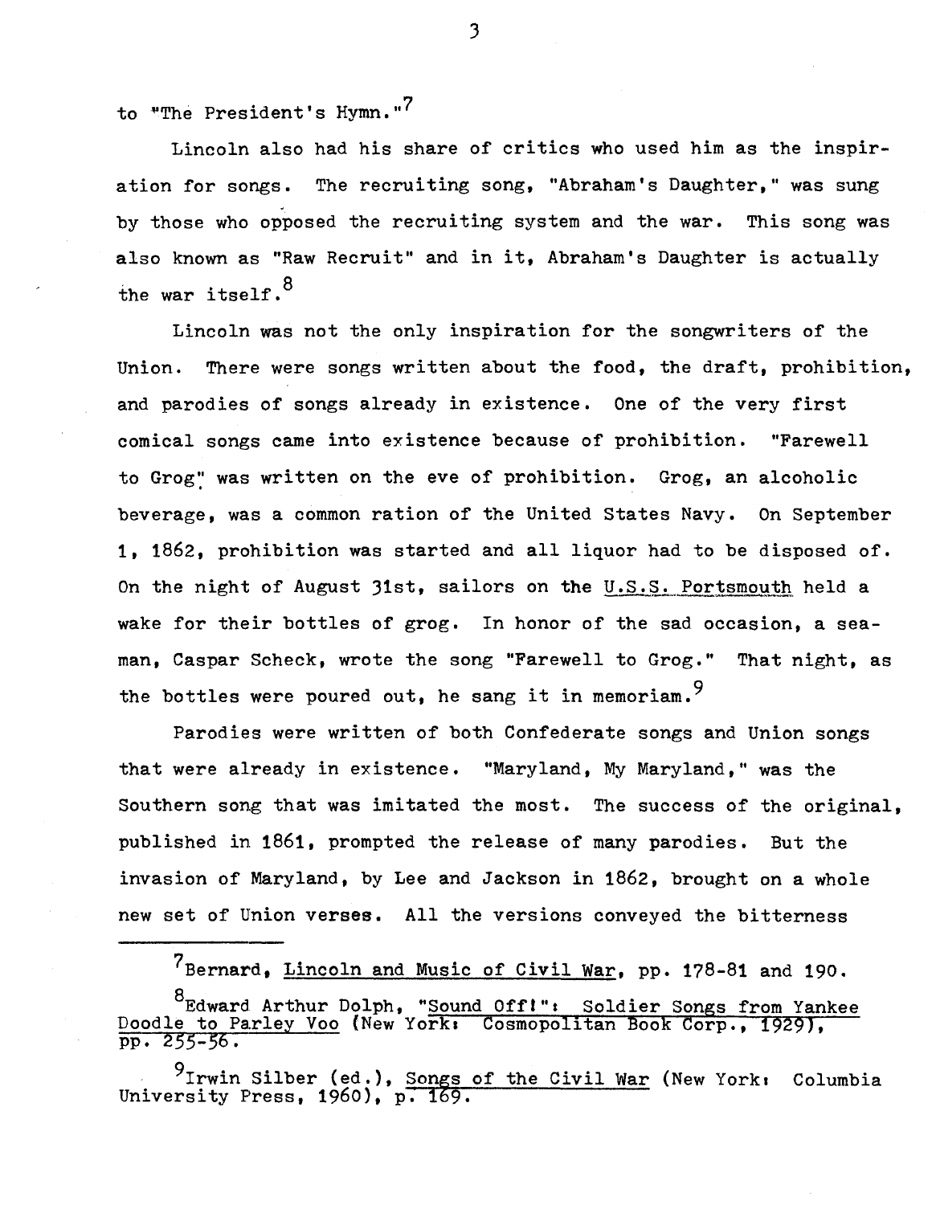to "The President's Hymn."[7]

Lincoln also had his share of critics who used him as the inspiration for songs. The recruiting song, "Abraham's Daughter," was sung by those who opposed the recruiting system and the war. This song was also known as "Raw Recruit" and in it, Abraham's Daughter is actually the war itself.[8]

Lincoln was not the only inspiration for the songwriters of the Union. There were songs written about the food, the draft, prohibition, and parodies of songs already in existence. One of the very first comical songs came into existence because of prohibition. "Farewell to Grog" was written on the eve of prohibition. Grog, an alcoholic beverage, was a common ration of the United States Navy. On September 1, 1862, prohibition was started and all liquor had to be disposed of. On the night of August 31st, sailors on the U.S.S. Portsmouth held a wake for their bottles of grog. In honor of the sad occasion, a seaman, Caspar Scheck, wrote the song "Farewell to Grog." That night, as the bottles were poured out, he sang it in memoriam.[9]

Parodies were written of both Confederate songs and Union songs that were already in existence. "Maryland, My Maryland," was the Southern song that was imitated the most. The success of the original, published in 1861, prompted the release of many parodies. But the invasion of Maryland, by Lee and Jackson in 1862, brought on a whole new set of Union verses. All the versions conveyed the bitterness

---

[7] Bernard, Lincoln and Music of Civil War, pp. 178-81 and 190.

[8] Edward Arthur Dolph, "Sound Off!": Soldier Songs from Yankee Doodle to Parley Voo (New York: Cosmopolitan Book Corp., 1929), pp. 255-56.

[9] Irwin Silber (ed.), Songs of the Civil War (New York: Columbia University Press, 1960), p. 169.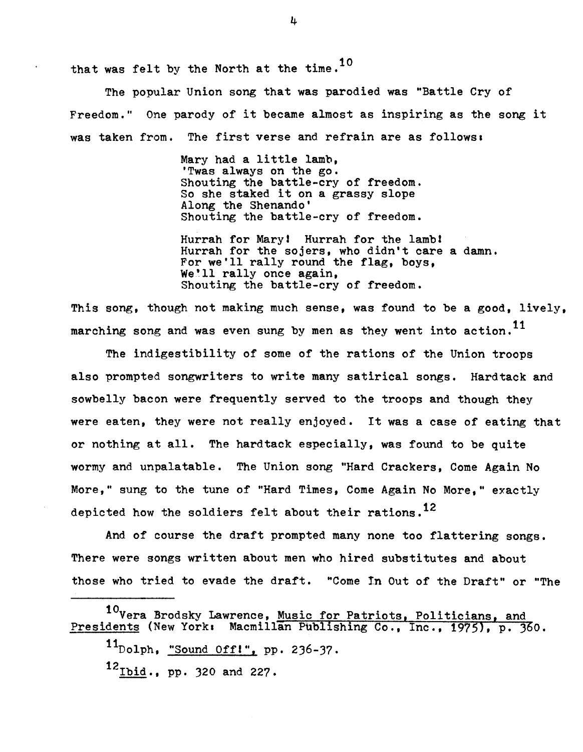that was felt by the North at the time.[10]

The popular Union song that was parodied was "Battle Cry of Freedom." One parody of it became almost as inspiring as the song it was taken from. The first verse and refrain are as follows:

> Mary had a little lamb,
> 'Twas always on the go.
> Shouting the battle-cry of freedom.
> So she staked it on a grassy slope
> Along the Shenando'
> Shouting the battle-cry of freedom.
>
> Hurrah for Mary! Hurrah for the lamb!
> Hurrah for the sojers, who didn't care a damn.
> For we'll rally round the flag, boys,
> We'll rally once again,
> Shouting the battle-cry of freedom.

This song, though not making much sense, was found to be a good, lively, marching song and was even sung by men as they went into action.[11]

The indigestibility of some of the rations of the Union troops also prompted songwriters to write many satirical songs. Hardtack and sowbelly bacon were frequently served to the troops and though they were eaten, they were not really enjoyed. It was a case of eating that or nothing at all. The hardtack especially, was found to be quite wormy and unpalatable. The Union song "Hard Crackers, Come Again No More," sung to the tune of "Hard Times, Come Again No More," exactly depicted how the soldiers felt about their rations.[12]

And of course the draft prompted many none too flattering songs. There were songs written about men who hired substitutes and about those who tried to evade the draft. "Come In Out of the Draft" or "The

---

[10] Vera Brodsky Lawrence, Music for Patriots, Politicians, and Presidents (New York: Macmillan Publishing Co., Inc., 1975), p. 360.

[11] Dolph, "Sound Off!", pp. 236-37.

[12] Ibid., pp. 320 and 227.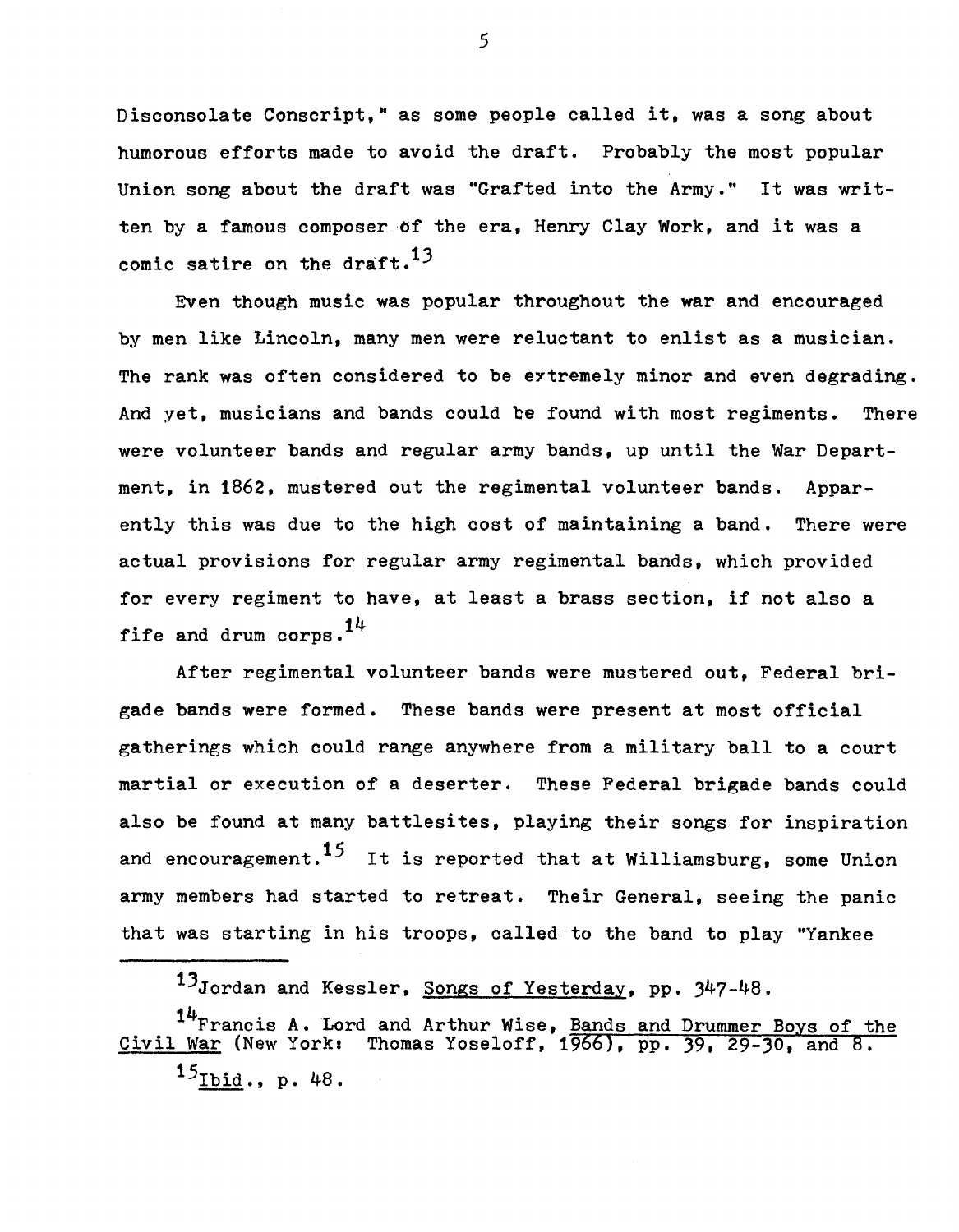Disconsolate Conscript," as some people called it, was a song about humorous efforts made to avoid the draft. Probably the most popular Union song about the draft was "Grafted into the Army." It was written by a famous composer of the era, Henry Clay Work, and it was a comic satire on the draft.[13]

Even though music was popular throughout the war and encouraged by men like Lincoln, many men were reluctant to enlist as a musician. The rank was often considered to be extremely minor and even degrading. And yet, musicians and bands could be found with most regiments. There were volunteer bands and regular army bands, up until the War Department, in 1862, mustered out the regimental volunteer bands. Apparently this was due to the high cost of maintaining a band. There were actual provisions for regular army regimental bands, which provided for every regiment to have, at least a brass section, if not also a fife and drum corps.[14]

After regimental volunteer bands were mustered out, Federal brigade bands were formed. These bands were present at most official gatherings which could range anywhere from a military ball to a court martial or execution of a deserter. These Federal brigade bands could also be found at many battlesites, playing their songs for inspiration and encouragement.[15] It is reported that at Williamsburg, some Union army members had started to retreat. Their General, seeing the panic that was starting in his troops, called to the band to play "Yankee

---

[13] Jordan and Kessler, <u>Songs of Yesterday</u>, pp. 347-48.

[14] Francis A. Lord and Arthur Wise, <u>Bands and Drummer Boys of the Civil War</u> (New York: Thomas Yoseloff, 1966), pp. 39, 29-30, and 8.

[15] <u>Ibid</u>., p. 48.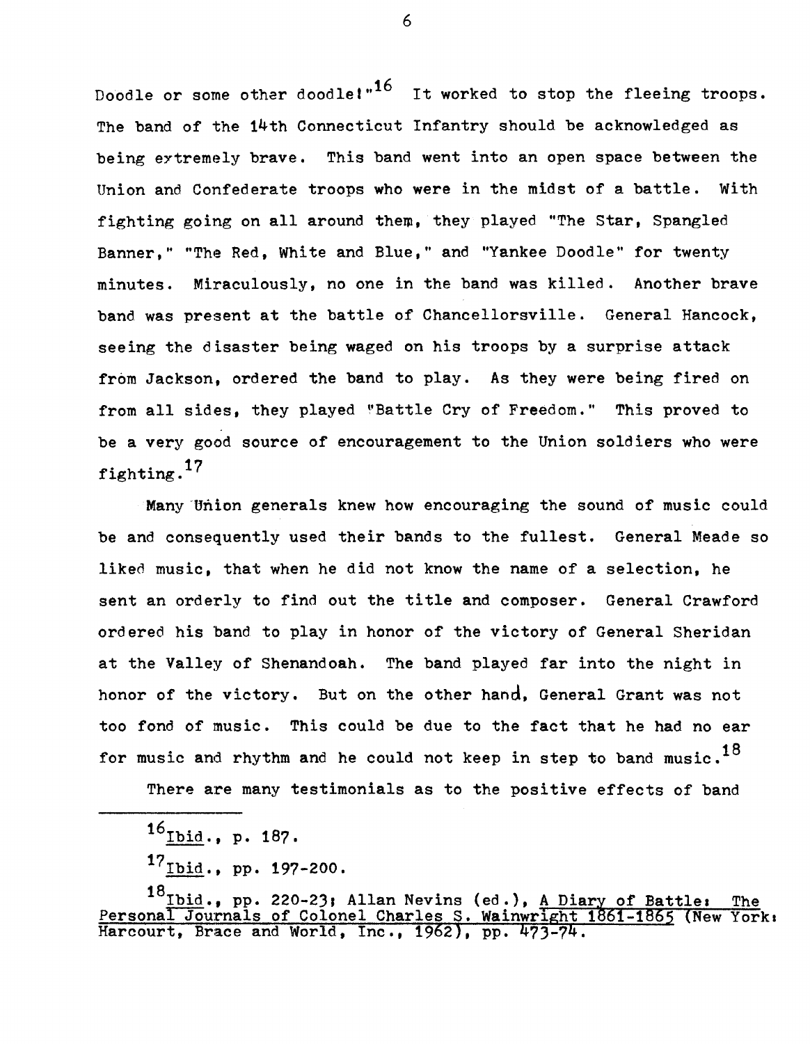Doodle or some other doodle!"[16] It worked to stop the fleeing troops. The band of the 14th Connecticut Infantry should be acknowledged as being extremely brave. This band went into an open space between the Union and Confederate troops who were in the midst of a battle. With fighting going on all around them, they played "The Star, Spangled Banner," "The Red, White and Blue," and "Yankee Doodle" for twenty minutes. Miraculously, no one in the band was killed. Another brave band was present at the battle of Chancellorsville. General Hancock, seeing the disaster being waged on his troops by a surprise attack from Jackson, ordered the band to play. As they were being fired on from all sides, they played "Battle Cry of Freedom." This proved to be a very good source of encouragement to the Union soldiers who were fighting.[17]

Many Union generals knew how encouraging the sound of music could be and consequently used their bands to the fullest. General Meade so liked music, that when he did not know the name of a selection, he sent an orderly to find out the title and composer. General Crawford ordered his band to play in honor of the victory of General Sheridan at the Valley of Shenandoah. The band played far into the night in honor of the victory. But on the other hand, General Grant was not too fond of music. This could be due to the fact that he had no ear for music and rhythm and he could not keep in step to band music.[18]

There are many testimonials as to the positive effects of band

---

[16] Ibid., p. 187.

[17] Ibid., pp. 197-200.

[18] Ibid., pp. 220-23; Allan Nevins (ed.), A Diary of Battle: The Personal Journals of Colonel Charles S. Wainwright 1861-1865 (New York: Harcourt, Brace and World, Inc., 1962), pp. 473-74.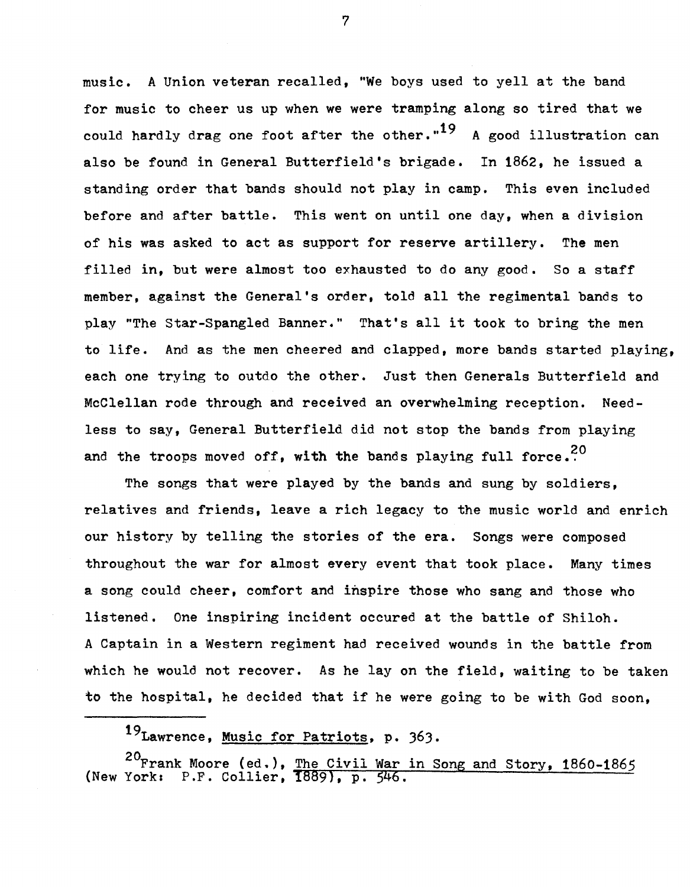music. A Union veteran recalled, "We boys used to yell at the band for music to cheer us up when we were tramping along so tired that we could hardly drag one foot after the other."[19] A good illustration can also be found in General Butterfield's brigade. In 1862, he issued a standing order that bands should not play in camp. This even included before and after battle. This went on until one day, when a division of his was asked to act as support for reserve artillery. The men filled in, but were almost too exhausted to do any good. So a staff member, against the General's order, told all the regimental bands to play "The Star-Spangled Banner." That's all it took to bring the men to life. And as the men cheered and clapped, more bands started playing, each one trying to outdo the other. Just then Generals Butterfield and McClellan rode through and received an overwhelming reception. Needless to say, General Butterfield did not stop the bands from playing and the troops moved off, with the bands playing full force.[20]

The songs that were played by the bands and sung by soldiers, relatives and friends, leave a rich legacy to the music world and enrich our history by telling the stories of the era. Songs were composed throughout the war for almost every event that took place. Many times a song could cheer, comfort and inspire those who sang and those who listened. One inspiring incident occured at the battle of Shiloh. A Captain in a Western regiment had received wounds in the battle from which he would not recover. As he lay on the field, waiting to be taken to the hospital, he decided that if he were going to be with God soon,

---

[19] Lawrence, Music for Patriots, p. 363.

[20] Frank Moore (ed.), The Civil War in Song and Story, 1860-1865 (New York: P.F. Collier, 1889), p. 546.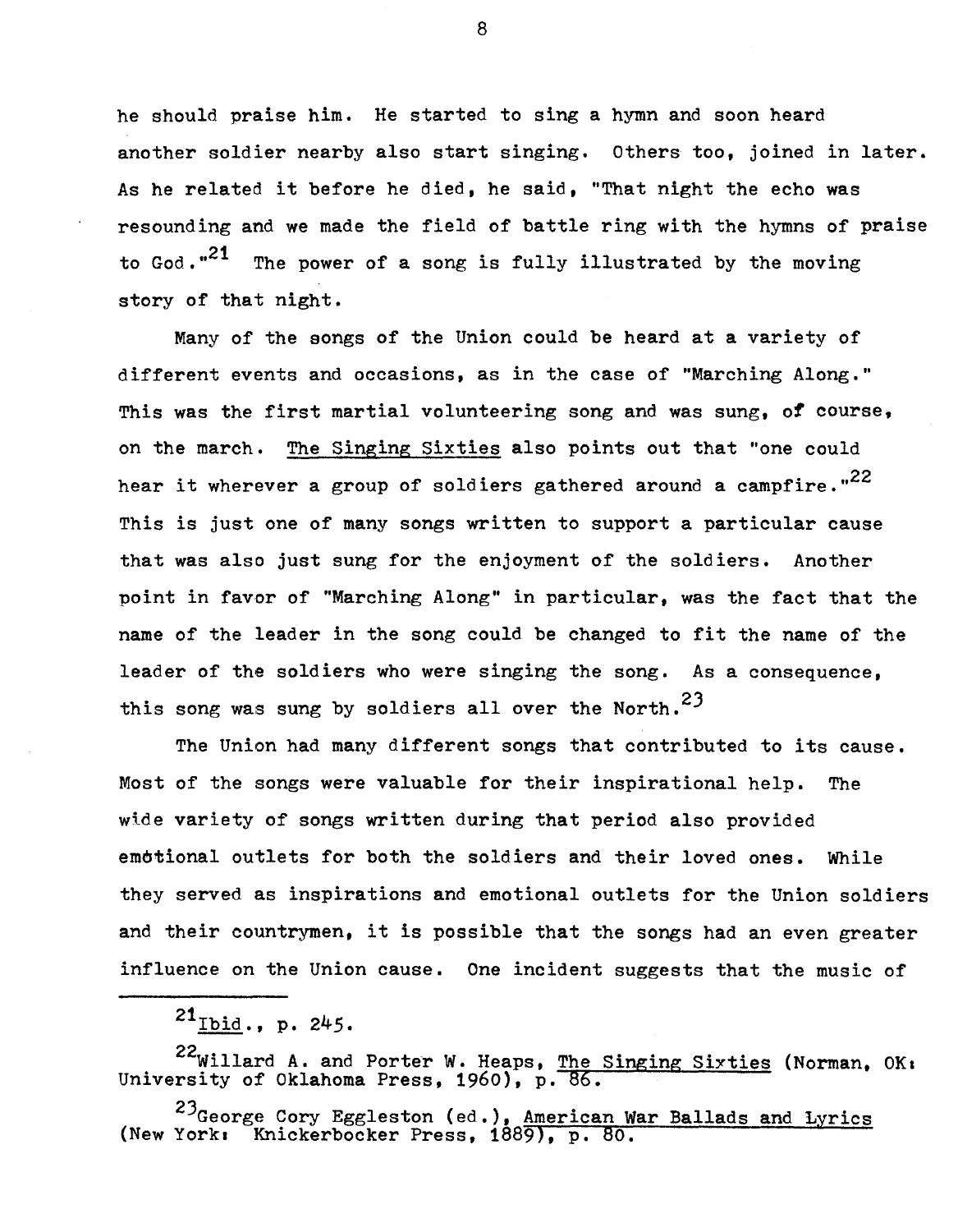he should praise him. He started to sing a hymn and soon heard another soldier nearby also start singing. Others too, joined in later. As he related it before he died, he said, "That night the echo was resounding and we made the field of battle ring with the hymns of praise to God."[21] The power of a song is fully illustrated by the moving story of that night.

Many of the songs of the Union could be heard at a variety of different events and occasions, as in the case of "Marching Along." This was the first martial volunteering song and was sung, of course, on the march. The Singing Sixties also points out that "one could hear it wherever a group of soldiers gathered around a campfire."[22] This is just one of many songs written to support a particular cause that was also just sung for the enjoyment of the soldiers. Another point in favor of "Marching Along" in particular, was the fact that the name of the leader in the song could be changed to fit the name of the leader of the soldiers who were singing the song. As a consequence, this song was sung by soldiers all over the North.[23]

The Union had many different songs that contributed to its cause. Most of the songs were valuable for their inspirational help. The wide variety of songs written during that period also provided emotional outlets for both the soldiers and their loved ones. While they served as inspirations and emotional outlets for the Union soldiers and their countrymen, it is possible that the songs had an even greater influence on the Union cause. One incident suggests that the music of

---

[21] Ibid., p. 245.

[22] Willard A. and Porter W. Heaps, The Singing Sixties (Norman, OK: University of Oklahoma Press, 1960), p. 86.

[23] George Cory Eggleston (ed.), American War Ballads and Lyrics (New York: Knickerbocker Press, 1889), p. 80.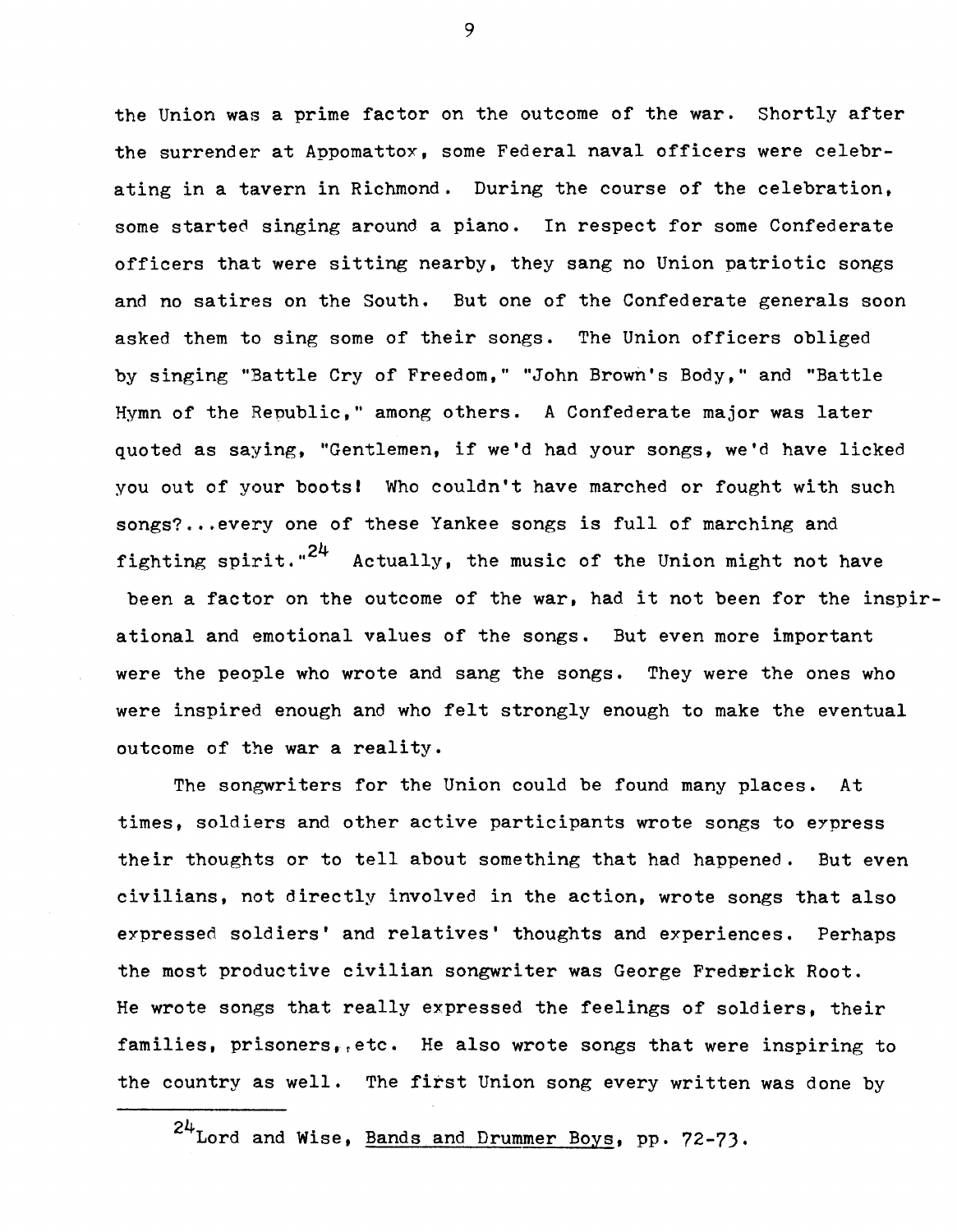the Union was a prime factor on the outcome of the war. Shortly after the surrender at Appomattox, some Federal naval officers were celebrating in a tavern in Richmond. During the course of the celebration, some started singing around a piano. In respect for some Confederate officers that were sitting nearby, they sang no Union patriotic songs and no satires on the South. But one of the Confederate generals soon asked them to sing some of their songs. The Union officers obliged by singing "Battle Cry of Freedom," "John Brown's Body," and "Battle Hymn of the Republic," among others. A Confederate major was later quoted as saying, "Gentlemen, if we'd had your songs, we'd have licked you out of your boots! Who couldn't have marched or fought with such songs?...every one of these Yankee songs is full of marching and fighting spirit."[24] Actually, the music of the Union might not have been a factor on the outcome of the war, had it not been for the inspirational and emotional values of the songs. But even more important were the people who wrote and sang the songs. They were the ones who were inspired enough and who felt strongly enough to make the eventual outcome of the war a reality.

The songwriters for the Union could be found many places. At times, soldiers and other active participants wrote songs to express their thoughts or to tell about something that had happened. But even civilians, not directly involved in the action, wrote songs that also expressed soldiers' and relatives' thoughts and experiences. Perhaps the most productive civilian songwriter was George Frederick Root. He wrote songs that really expressed the feelings of soldiers, their families, prisoners, etc. He also wrote songs that were inspiring to the country as well. The first Union song every written was done by

---

[24] Lord and Wise, Bands and Drummer Boys, pp. 72-73.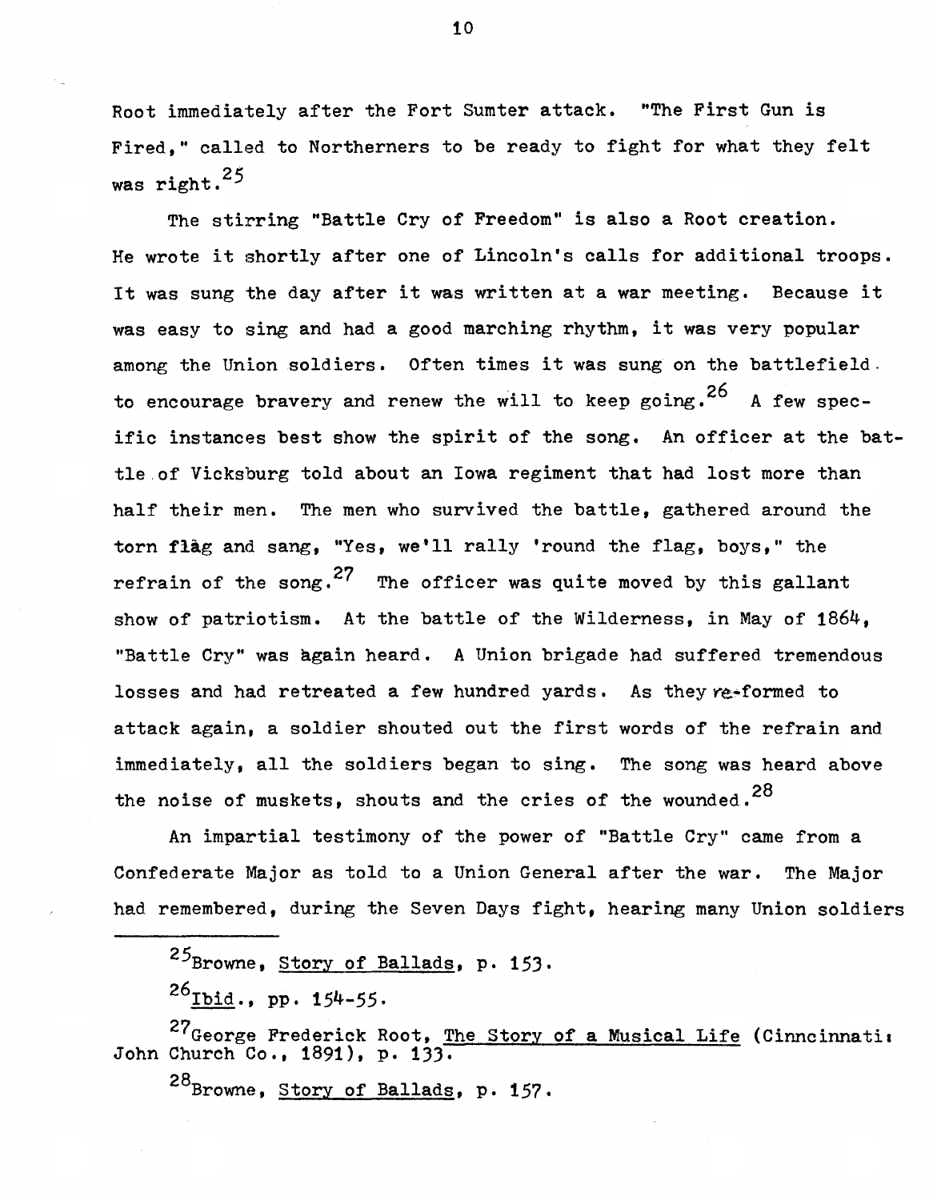Root immediately after the Fort Sumter attack. "The First Gun is Fired," called to Northerners to be ready to fight for what they felt was right.[25]

The stirring "Battle Cry of Freedom" is also a Root creation. He wrote it shortly after one of Lincoln's calls for additional troops. It was sung the day after it was written at a war meeting. Because it was easy to sing and had a good marching rhythm, it was very popular among the Union soldiers. Often times it was sung on the battlefield to encourage bravery and renew the will to keep going.[26] A few specific instances best show the spirit of the song. An officer at the battle of Vicksburg told about an Iowa regiment that had lost more than half their men. The men who survived the battle, gathered around the torn flag and sang, "Yes, we'll rally 'round the flag, boys," the refrain of the song.[27] The officer was quite moved by this gallant show of patriotism. At the battle of the Wilderness, in May of 1864, "Battle Cry" was again heard. A Union brigade had suffered tremendous losses and had retreated a few hundred yards. As they re-formed to attack again, a soldier shouted out the first words of the refrain and immediately, all the soldiers began to sing. The song was heard above the noise of muskets, shouts and the cries of the wounded.[28]

An impartial testimony of the power of "Battle Cry" came from a Confederate Major as told to a Union General after the war. The Major had remembered, during the Seven Days fight, hearing many Union soldiers

---

[25] Browne, Story of Ballads, p. 153.

[26] Ibid., pp. 154-55.

[27] George Frederick Root, The Story of a Musical Life (Cinncinnati: John Church Co., 1891), p. 133.

[28] Browne, Story of Ballads, p. 157.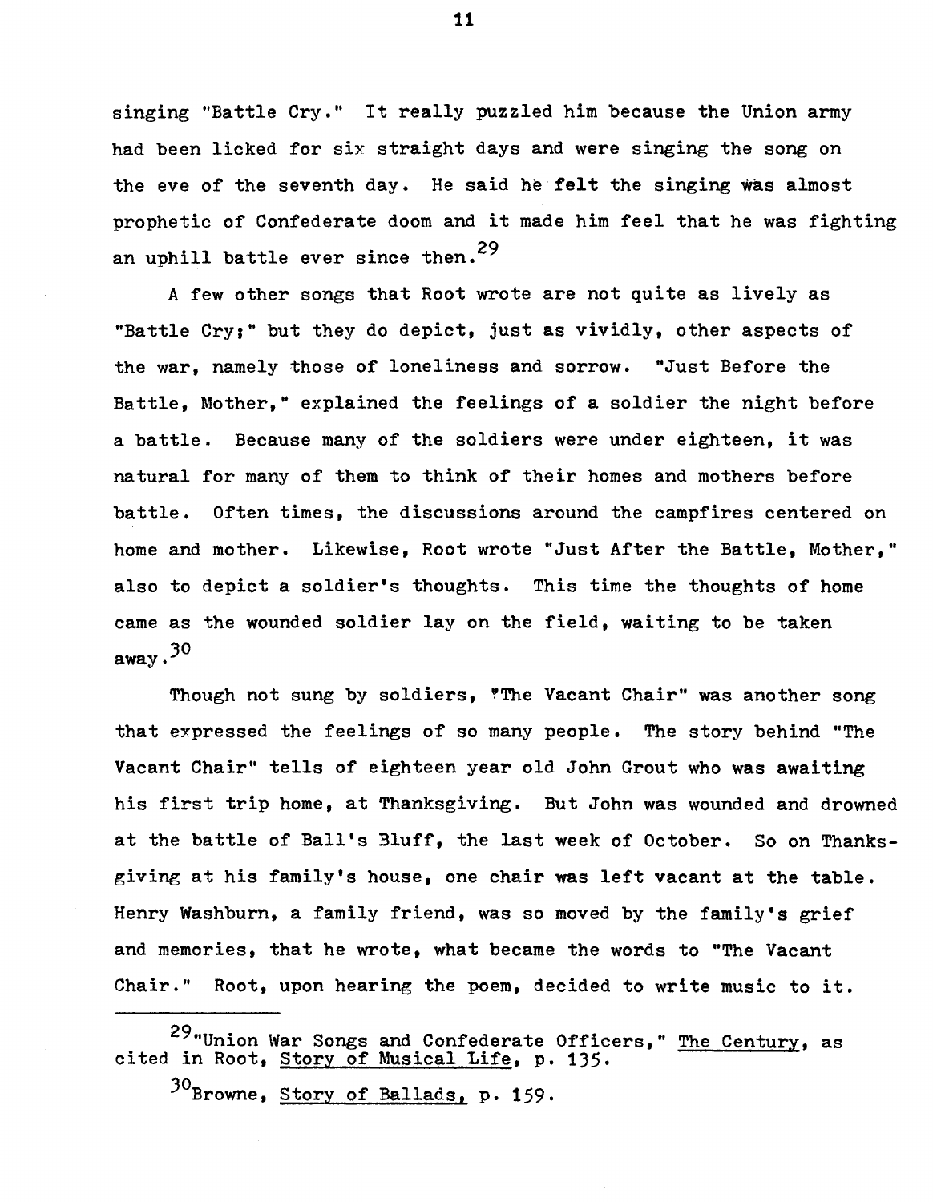singing "Battle Cry." It really puzzled him because the Union army had been licked for six straight days and were singing the song on the eve of the seventh day. He said he felt the singing was almost prophetic of Confederate doom and it made him feel that he was fighting an uphill battle ever since then.[29]

A few other songs that Root wrote are not quite as lively as "Battle Cry;" but they do depict, just as vividly, other aspects of the war, namely those of loneliness and sorrow. "Just Before the Battle, Mother," explained the feelings of a soldier the night before a battle. Because many of the soldiers were under eighteen, it was natural for many of them to think of their homes and mothers before battle. Often times, the discussions around the campfires centered on home and mother. Likewise, Root wrote "Just After the Battle, Mother," also to depict a soldier's thoughts. This time the thoughts of home came as the wounded soldier lay on the field, waiting to be taken away.[30]

Though not sung by soldiers, "The Vacant Chair" was another song that expressed the feelings of so many people. The story behind "The Vacant Chair" tells of eighteen year old John Grout who was awaiting his first trip home, at Thanksgiving. But John was wounded and drowned at the battle of Ball's Bluff, the last week of October. So on Thanksgiving at his family's house, one chair was left vacant at the table. Henry Washburn, a family friend, was so moved by the family's grief and memories, that he wrote, what became the words to "The Vacant Chair." Root, upon hearing the poem, decided to write music to it.

---

[29] "Union War Songs and Confederate Officers," The Century, as cited in Root, Story of Musical Life, p. 135.

[30] Browne, Story of Ballads, p. 159.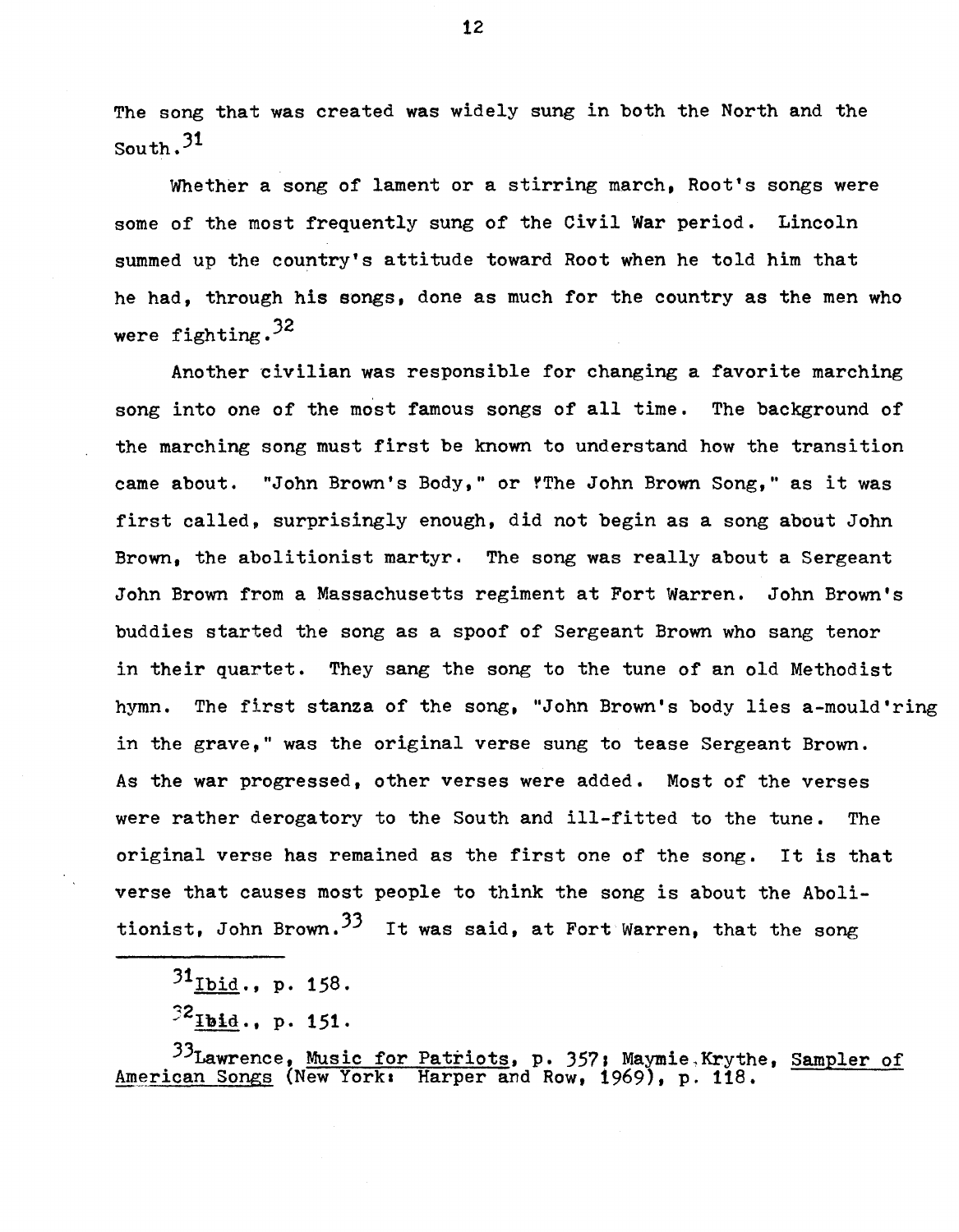The song that was created was widely sung in both the North and the South.[31]

Whether a song of lament or a stirring march, Root's songs were some of the most frequently sung of the Civil War period. Lincoln summed up the country's attitude toward Root when he told him that he had, through his songs, done as much for the country as the men who were fighting.[32]

Another civilian was responsible for changing a favorite marching song into one of the most famous songs of all time. The background of the marching song must first be known to understand how the transition came about. "John Brown's Body," or "The John Brown Song," as it was first called, surprisingly enough, did not begin as a song about John Brown, the abolitionist martyr. The song was really about a Sergeant John Brown from a Massachusetts regiment at Fort Warren. John Brown's buddies started the song as a spoof of Sergeant Brown who sang tenor in their quartet. They sang the song to the tune of an old Methodist hymn. The first stanza of the song, "John Brown's body lies a-mould'ring in the grave," was the original verse sung to tease Sergeant Brown. As the war progressed, other verses were added. Most of the verses were rather derogatory to the South and ill-fitted to the tune. The original verse has remained as the first one of the song. It is that verse that causes most people to think the song is about the Abolitionist, John Brown.[33] It was said, at Fort Warren, that the song

---

[31] Ibid., p. 158.

[32] Ibid., p. 151.

[33] Lawrence, Music for Patriots, p. 357; Maymie Krythe, Sampler of American Songs (New York: Harper and Row, 1969), p. 118.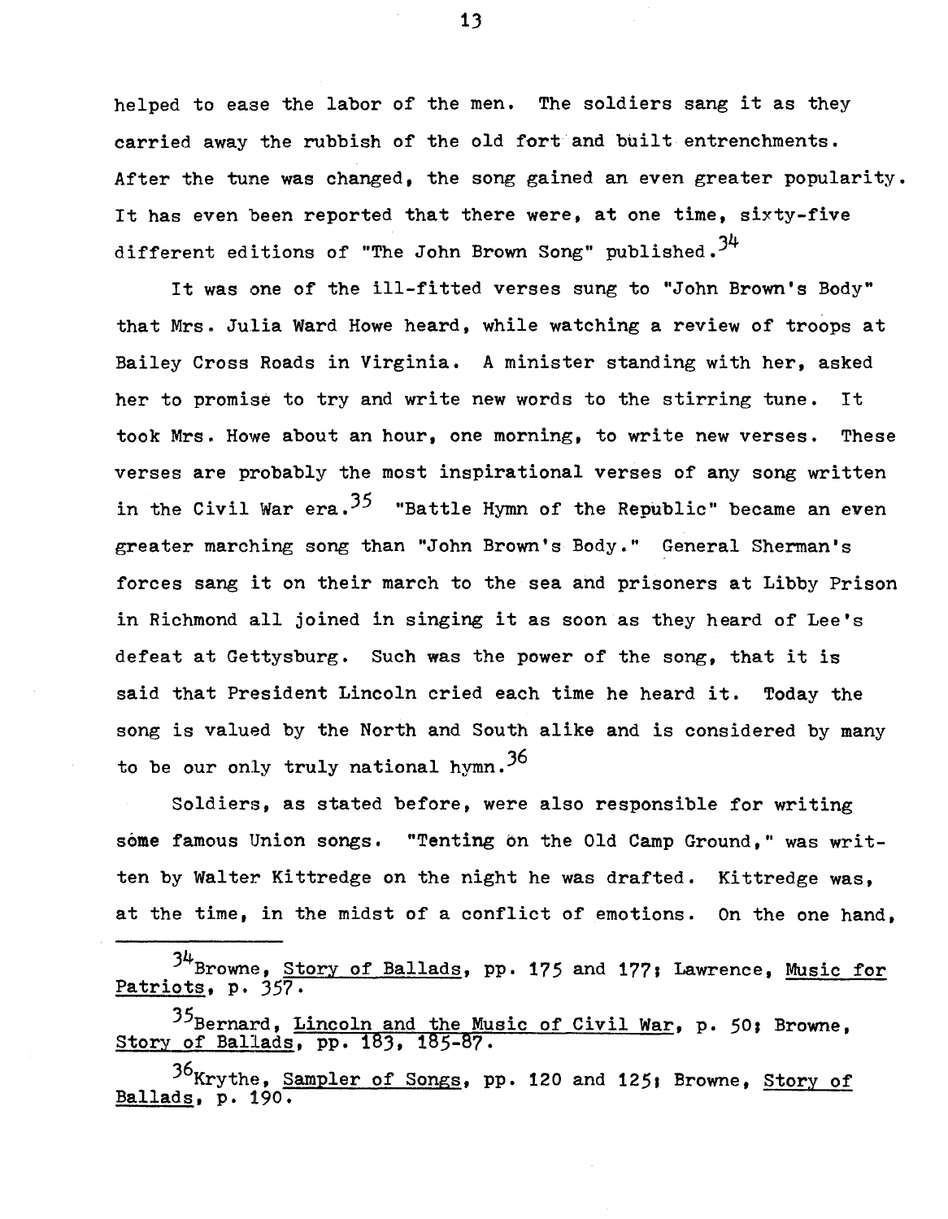helped to ease the labor of the men. The soldiers sang it as they carried away the rubbish of the old fort and built entrenchments. After the tune was changed, the song gained an even greater popularity. It has even been reported that there were, at one time, sixty-five different editions of "The John Brown Song" published.[34]

It was one of the ill-fitted verses sung to "John Brown's Body" that Mrs. Julia Ward Howe heard, while watching a review of troops at Bailey Cross Roads in Virginia. A minister standing with her, asked her to promise to try and write new words to the stirring tune. It took Mrs. Howe about an hour, one morning, to write new verses. These verses are probably the most inspirational verses of any song written in the Civil War era.[35] "Battle Hymn of the Republic" became an even greater marching song than "John Brown's Body." General Sherman's forces sang it on their march to the sea and prisoners at Libby Prison in Richmond all joined in singing it as soon as they heard of Lee's defeat at Gettysburg. Such was the power of the song, that it is said that President Lincoln cried each time he heard it. Today the song is valued by the North and South alike and is considered by many to be our only truly national hymn.[36]

Soldiers, as stated before, were also responsible for writing some famous Union songs. "Tenting on the Old Camp Ground," was written by Walter Kittredge on the night he was drafted. Kittredge was, at the time, in the midst of a conflict of emotions. On the one hand,

---

[34] Browne, Story of Ballads, pp. 175 and 177; Lawrence, Music for Patriots, p. 357.

[35] Bernard, Lincoln and the Music of Civil War, p. 50; Browne, Story of Ballads, pp. 183, 185-87.

[36] Krythe, Sampler of Songs, pp. 120 and 125; Browne, Story of Ballads, p. 190.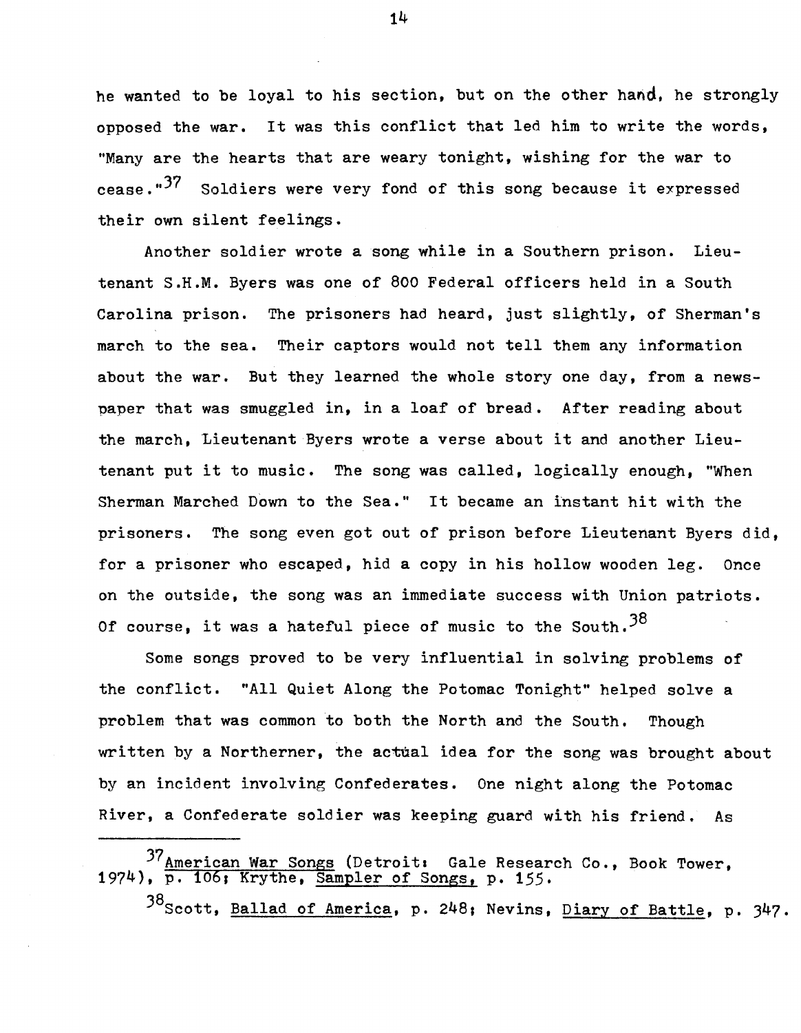he wanted to be loyal to his section, but on the other hand, he strongly opposed the war. It was this conflict that led him to write the words, "Many are the hearts that are weary tonight, wishing for the war to cease."[37] Soldiers were very fond of this song because it expressed their own silent feelings.

Another soldier wrote a song while in a Southern prison. Lieutenant S.H.M. Byers was one of 800 Federal officers held in a South Carolina prison. The prisoners had heard, just slightly, of Sherman's march to the sea. Their captors would not tell them any information about the war. But they learned the whole story one day, from a newspaper that was smuggled in, in a loaf of bread. After reading about the march, Lieutenant Byers wrote a verse about it and another Lieutenant put it to music. The song was called, logically enough, "When Sherman Marched Down to the Sea." It became an instant hit with the prisoners. The song even got out of prison before Lieutenant Byers did, for a prisoner who escaped, hid a copy in his hollow wooden leg. Once on the outside, the song was an immediate success with Union patriots. Of course, it was a hateful piece of music to the South.[38]

Some songs proved to be very influential in solving problems of the conflict. "All Quiet Along the Potomac Tonight" helped solve a problem that was common to both the North and the South. Though written by a Northerner, the actual idea for the song was brought about by an incident involving Confederates. One night along the Potomac River, a Confederate soldier was keeping guard with his friend. As

---

[37] American War Songs (Detroit: Gale Research Co., Book Tower, 1974), p. 106; Krythe, Sampler of Songs, p. 155.

[38] Scott, Ballad of America, p. 248; Nevins, Diary of Battle, p. 347.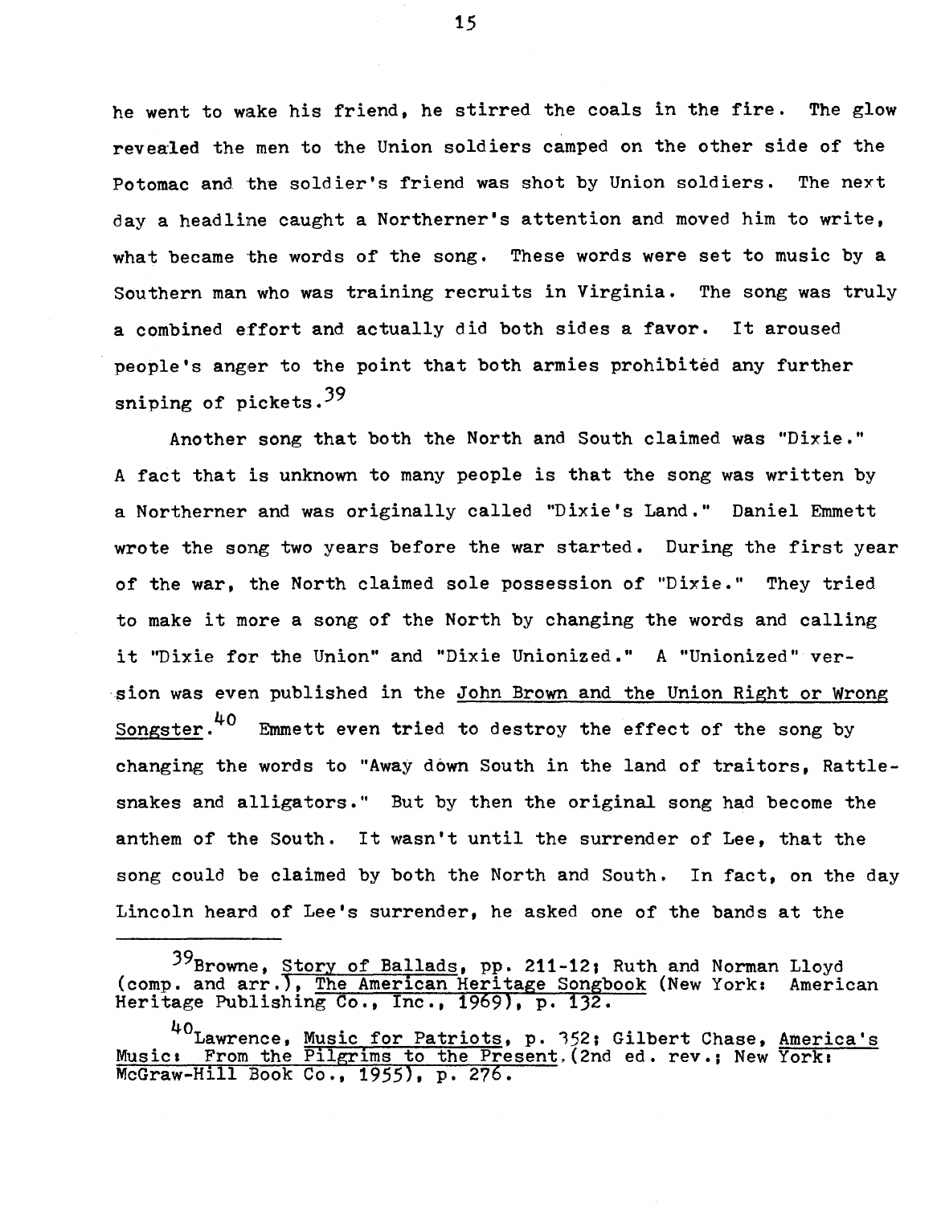he went to wake his friend, he stirred the coals in the fire. The glow revealed the men to the Union soldiers camped on the other side of the Potomac and the soldier's friend was shot by Union soldiers. The next day a headline caught a Northerner's attention and moved him to write, what became the words of the song. These words were set to music by a Southern man who was training recruits in Virginia. The song was truly a combined effort and actually did both sides a favor. It aroused people's anger to the point that both armies prohibited any further sniping of pickets.[39]

Another song that both the North and South claimed was "Dixie." A fact that is unknown to many people is that the song was written by a Northerner and was originally called "Dixie's Land." Daniel Emmett wrote the song two years before the war started. During the first year of the war, the North claimed sole possession of "Dixie." They tried to make it more a song of the North by changing the words and calling it "Dixie for the Union" and "Dixie Unionized." A "Unionized" version was even published in the John Brown and the Union Right or Wrong Songster.[40] Emmett even tried to destroy the effect of the song by changing the words to "Away down South in the land of traitors, Rattlesnakes and alligators." But by then the original song had become the anthem of the South. It wasn't until the surrender of Lee, that the song could be claimed by both the North and South. In fact, on the day Lincoln heard of Lee's surrender, he asked one of the bands at the

---

[39] Browne, Story of Ballads, pp. 211-12; Ruth and Norman Lloyd (comp. and arr.), The American Heritage Songbook (New York: American Heritage Publishing Co., Inc., 1969), p. 132.

[40] Lawrence, Music for Patriots, p. 352; Gilbert Chase, America's Music: From the Pilgrims to the Present (2nd ed. rev.; New York: McGraw-Hill Book Co., 1955), p. 276.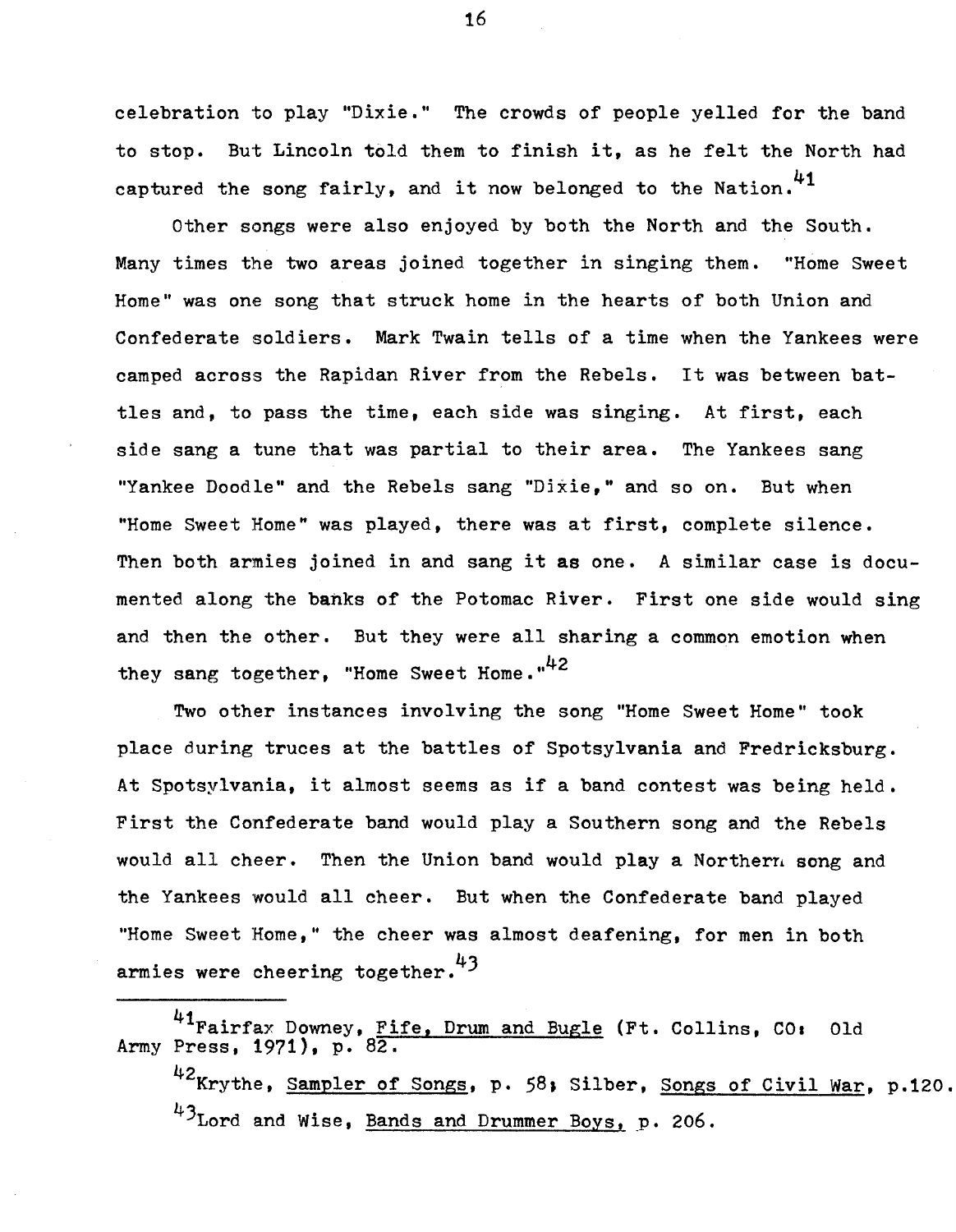celebration to play "Dixie." The crowds of people yelled for the band to stop. But Lincoln told them to finish it, as he felt the North had captured the song fairly, and it now belonged to the Nation.[41]

Other songs were also enjoyed by both the North and the South. Many times the two areas joined together in singing them. "Home Sweet Home" was one song that struck home in the hearts of both Union and Confederate soldiers. Mark Twain tells of a time when the Yankees were camped across the Rapidan River from the Rebels. It was between battles and, to pass the time, each side was singing. At first, each side sang a tune that was partial to their area. The Yankees sang "Yankee Doodle" and the Rebels sang "Dixie," and so on. But when "Home Sweet Home" was played, there was at first, complete silence. Then both armies joined in and sang it as one. A similar case is documented along the banks of the Potomac River. First one side would sing and then the other. But they were all sharing a common emotion when they sang together, "Home Sweet Home."[42]

Two other instances involving the song "Home Sweet Home" took place during truces at the battles of Spotsylvania and Fredricksburg. At Spotsylvania, it almost seems as if a band contest was being held. First the Confederate band would play a Southern song and the Rebels would all cheer. Then the Union band would play a Northern song and the Yankees would all cheer. But when the Confederate band played "Home Sweet Home," the cheer was almost deafening, for men in both armies were cheering together.[43]

---

[41] Fairfax Downey, Fife, Drum and Bugle (Ft. Collins, CO: Old Army Press, 1971), p. 82.

[42] Krythe, Sampler of Songs, p. 58; Silber, Songs of Civil War, p.120.

[43] Lord and Wise, Bands and Drummer Boys, p. 206.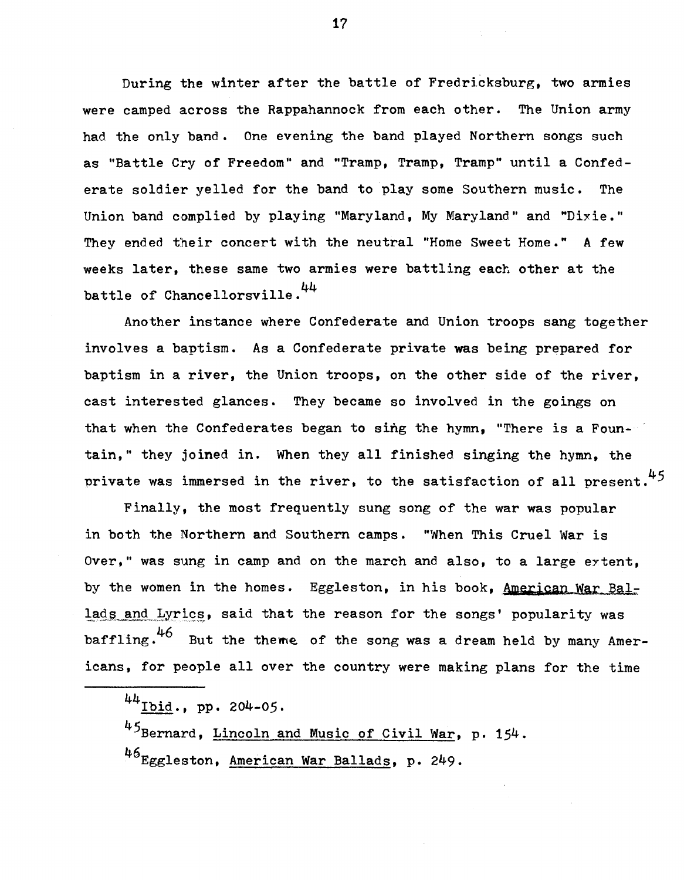During the winter after the battle of Fredricksburg, two armies were camped across the Rappahannock from each other. The Union army had the only band. One evening the band played Northern songs such as "Battle Cry of Freedom" and "Tramp, Tramp, Tramp" until a Confederate soldier yelled for the band to play some Southern music. The Union band complied by playing "Maryland, My Maryland" and "Dixie." They ended their concert with the neutral "Home Sweet Home." A few weeks later, these same two armies were battling each other at the battle of Chancellorsville.[44]

Another instance where Confederate and Union troops sang together involves a baptism. As a Confederate private was being prepared for baptism in a river, the Union troops, on the other side of the river, cast interested glances. They became so involved in the goings on that when the Confederates began to sing the hymn, "There is a Fountain," they joined in. When they all finished singing the hymn, the private was immersed in the river, to the satisfaction of all present.[45]

Finally, the most frequently sung song of the war was popular in both the Northern and Southern camps. "When This Cruel War is Over," was sung in camp and on the march and also, to a large extent, by the women in the homes. Eggleston, in his book, American War Ballads and Lyrics, said that the reason for the songs' popularity was baffling.[46] But the theme of the song was a dream held by many Americans, for people all over the country were making plans for the time

---

[44] Ibid., pp. 204-05.

[45] Bernard, Lincoln and Music of Civil War, p. 154.

[46] Eggleston, American War Ballads, p. 249.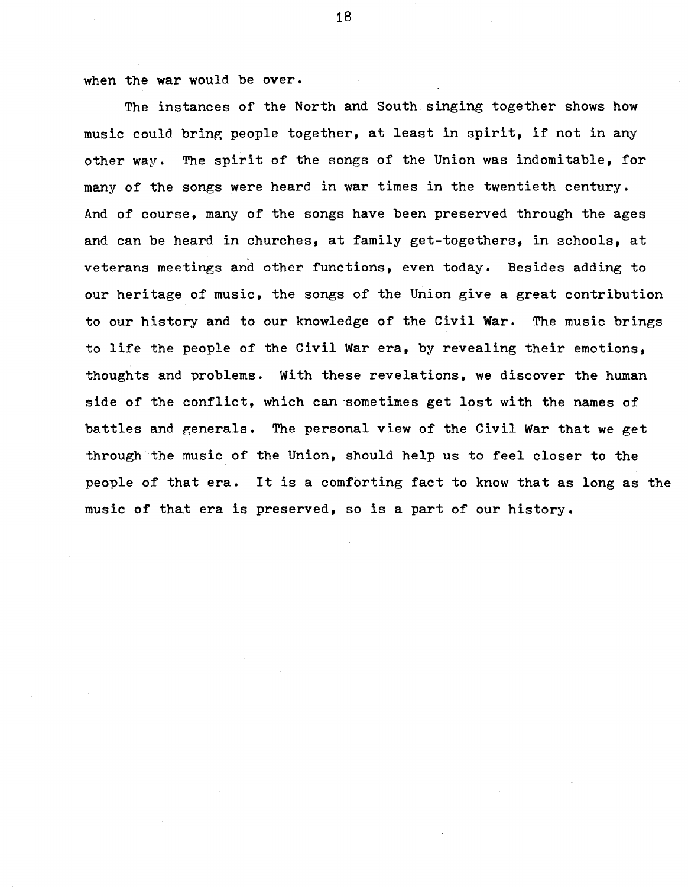when the war would be over.

The instances of the North and South singing together shows how music could bring people together, at least in spirit, if not in any other way. The spirit of the songs of the Union was indomitable, for many of the songs were heard in war times in the twentieth century. And of course, many of the songs have been preserved through the ages and can be heard in churches, at family get-togethers, in schools, at veterans meetings and other functions, even today. Besides adding to our heritage of music, the songs of the Union give a great contribution to our history and to our knowledge of the Civil War. The music brings to life the people of the Civil War era, by revealing their emotions, thoughts and problems. With these revelations, we discover the human side of the conflict, which can sometimes get lost with the names of battles and generals. The personal view of the Civil War that we get through the music of the Union, should help us to feel closer to the people of that era. It is a comforting fact to know that as long as the music of that era is preserved, so is a part of our history.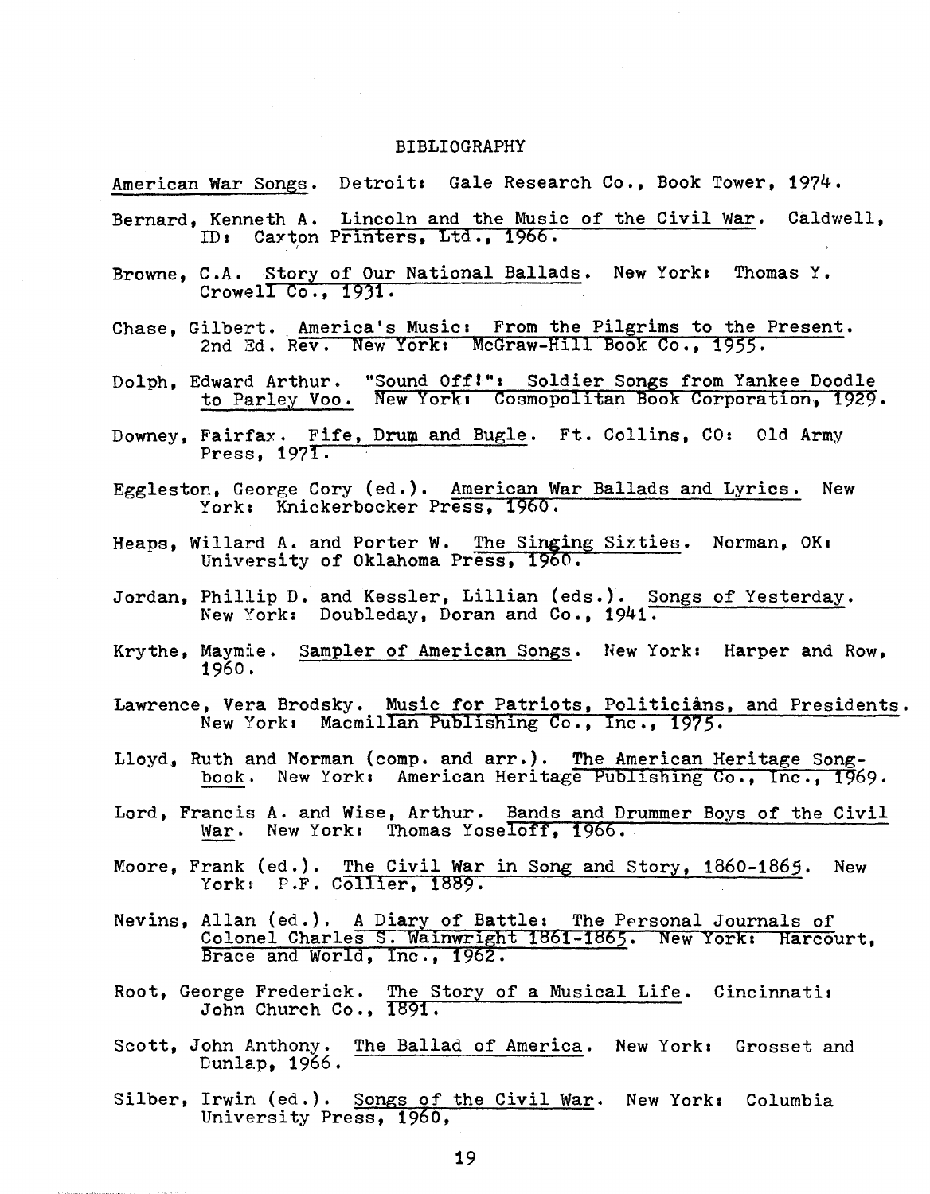# BIBLIOGRAPHY

American War Songs. Detroit: Gale Research Co., Book Tower, 1974.

Bernard, Kenneth A. Lincoln and the Music of the Civil War. Caldwell, ID: Caxton Printers, Ltd., 1966.

Browne, C.A. Story of Our National Ballads. New York: Thomas Y. Crowell Co., 1931.

Chase, Gilbert. America's Music: From the Pilgrims to the Present. 2nd Ed. Rev. New York: McGraw-Hill Book Co., 1955.

Dolph, Edward Arthur. "Sound Off!": Soldier Songs from Yankee Doodle to Parley Voo. New York: Cosmopolitan Book Corporation, 1929.

Downey, Fairfax. Fife, Drum and Bugle. Ft. Collins, CO: Old Army Press, 1971.

Eggleston, George Cory (ed.). American War Ballads and Lyrics. New York: Knickerbocker Press, 1960.

Heaps, Willard A. and Porter W. The Singing Sixties. Norman, OK: University of Oklahoma Press, 1960.

Jordan, Phillip D. and Kessler, Lillian (eds.). Songs of Yesterday. New York: Doubleday, Doran and Co., 1941.

Krythe, Maymie. Sampler of American Songs. New York: Harper and Row, 1960.

Lawrence, Vera Brodsky. Music for Patriots, Politicians, and Presidents. New York: Macmillan Publishing Co., Inc., 1975.

Lloyd, Ruth and Norman (comp. and arr.). The American Heritage Songbook. New York: American Heritage Publishing Co., Inc., 1969.

Lord, Francis A. and Wise, Arthur. Bands and Drummer Boys of the Civil War. New York: Thomas Yoseloff, 1966.

Moore, Frank (ed.). The Civil War in Song and Story, 1860-1865. New York: P.F. Collier, 1889.

Nevins, Allan (ed.). A Diary of Battle: The Personal Journals of Colonel Charles S. Wainwright 1861-1865. New York: Harcourt, Brace and World, Inc., 1962.

Root, George Frederick. The Story of a Musical Life. Cincinnati: John Church Co., 1891.

Scott, John Anthony. The Ballad of America. New York: Grosset and Dunlap, 1966.

Silber, Irwin (ed.). Songs of the Civil War. New York: Columbia University Press, 1960,